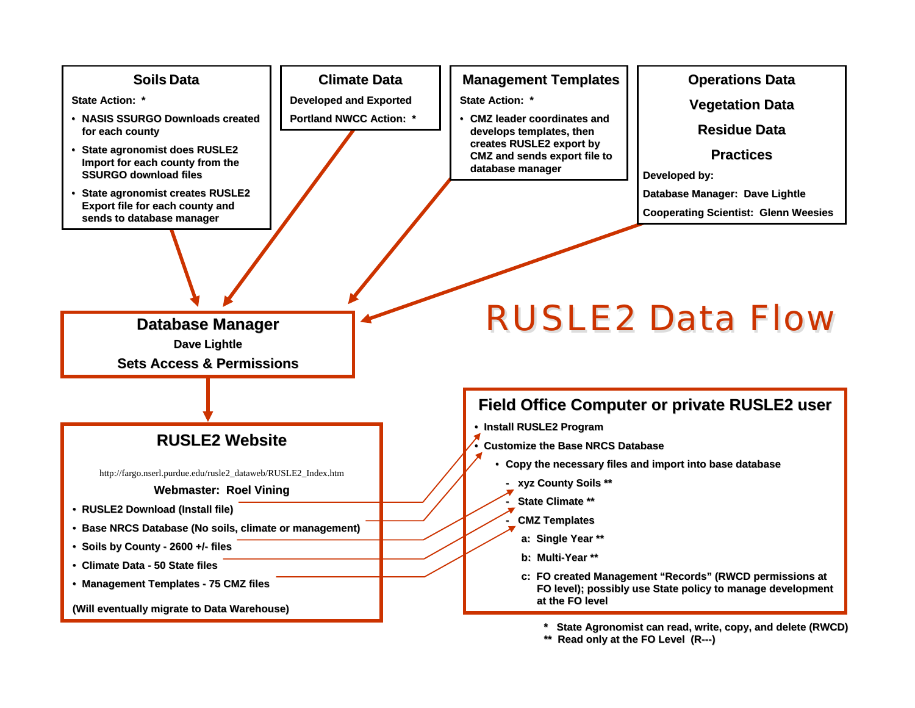# RUSLE2 Data Flow

## Soils Data

State Action: *

- NASIS SSURGO Downloads created for each county
- State agronomist does RUSLE2 Import for each county from the SSURGO download files
- State agronomist creates RUSLE2 Export file for each county and sends to database manager

## Climate Data

Developed and Exported

Portland NWCC Action: *

## Management Templates

State Action: *

- CMZ leader coordinates and develops templates, then creates RUSLE2 export by CMZ and sends export file to database manager

## Operations Data

## Vegetation Data

## Residue Data

## Practices

Developed by:

Database Manager: Dave Lightle

Cooperating Scientist: Glenn Weesies

## Database Manager

Dave Lightle

**Sets Access & Permissions**

## RUSLE2 Website

http://fargo.nserl.purdue.edu/rusle2_dataweb/RUSLE2_Index.htm

**Webmaster: Roel Vining**

- RUSLE2 Download (Install file)
- Base NRCS Database (No soils, climate or management)
- Soils by County - 2600 +/- files
- Climate Data - 50 State files
- Management Templates - 75 CMZ files

(Will eventually migrate to Data Warehouse)

## Field Office Computer or private RUSLE2 user

- Install RUSLE2 Program
- Customize the Base NRCS Database
  - Copy the necessary files and import into base database
    - xyz County Soils **
    - State Climate **
    - CMZ Templates
      - a: Single Year **
      - b: Multi-Year **
      - c: FO created Management "Records" (RWCD permissions at FO level); possibly use State policy to manage development at the FO level

\* State Agronomist can read, write, copy, and delete (RWCD)

** Read only at the FO Level (R---)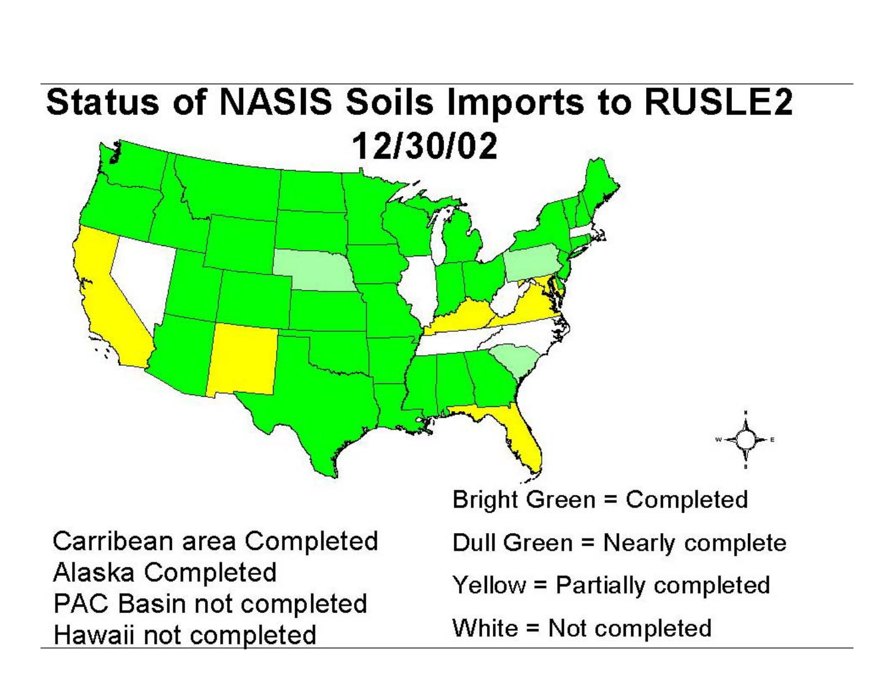# Status of NASIS Soils Imports to RUSLE2

## 12/30/02

Carribean area Completed
Alaska Completed
PAC Basin not completed
Hawaii not completed

Bright Green = Completed

Dull Green = Nearly complete

Yellow = Partially completed

White = Not completed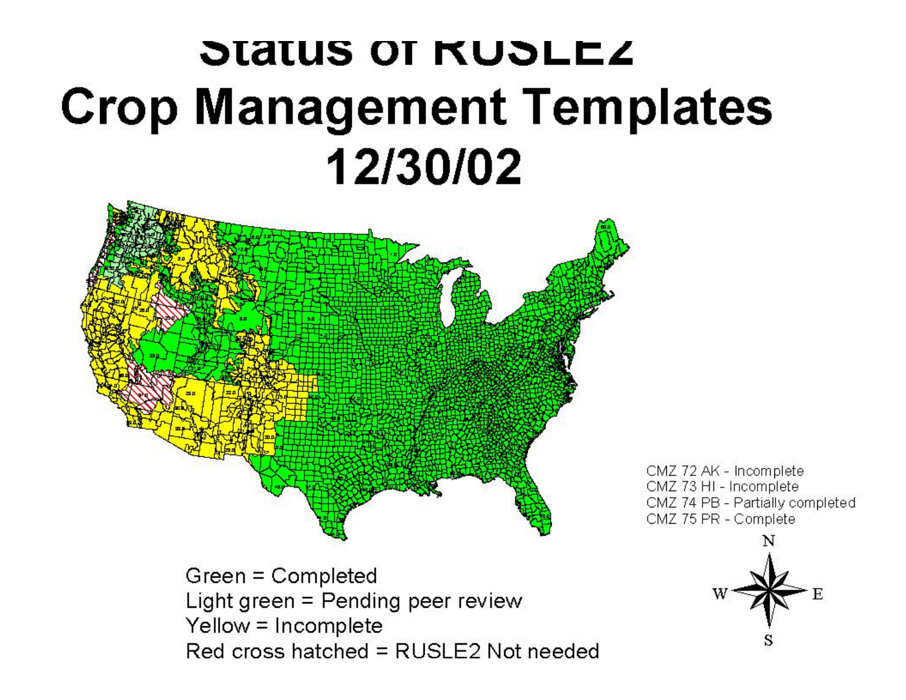# Status of RUSLE2 Crop Management Templates 12/30/02

CMZ 72 AK - Incomplete
CMZ 73 HI - Incomplete
CMZ 74 PB - Partially completed
CMZ 75 PR - Complete

Green = Completed
Light green = Pending peer review
Yellow = Incomplete
Red cross hatched = RUSLE2 Not needed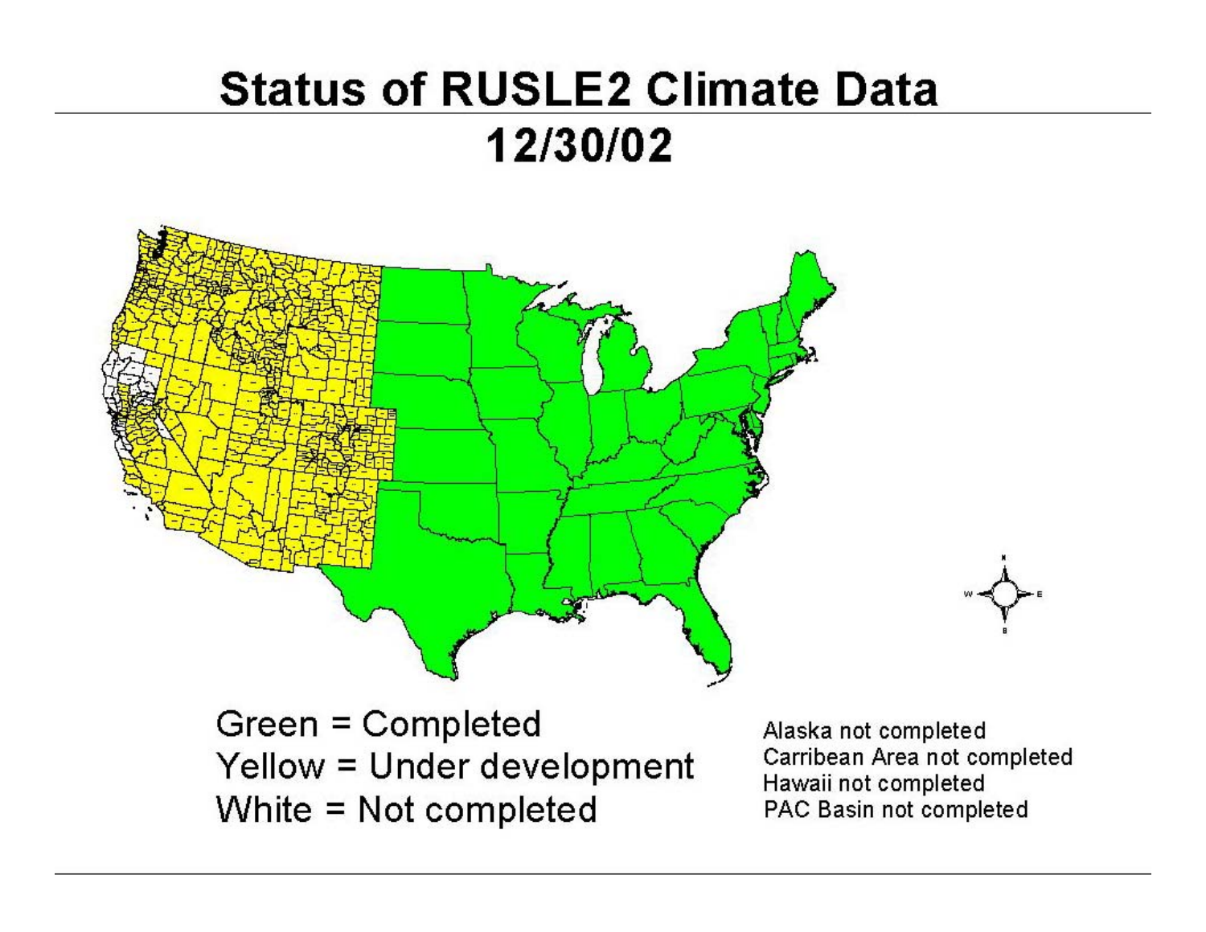# Status of RUSLE2 Climate Data

## 12/30/02

Green = Completed

Yellow = Under development

White = Not completed

Alaska not completed

Carribean Area not completed

Hawaii not completed

PAC Basin not completed